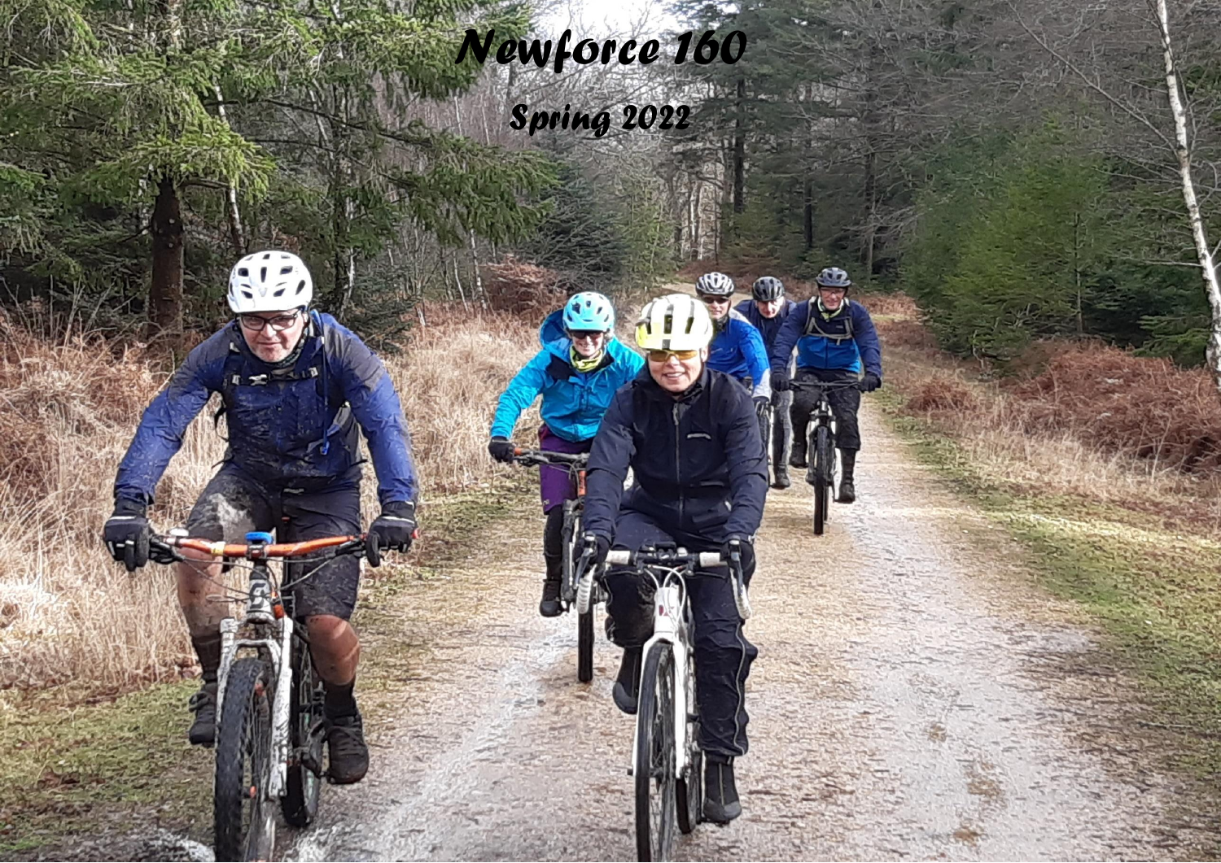# Newforce 160

## Spring 2022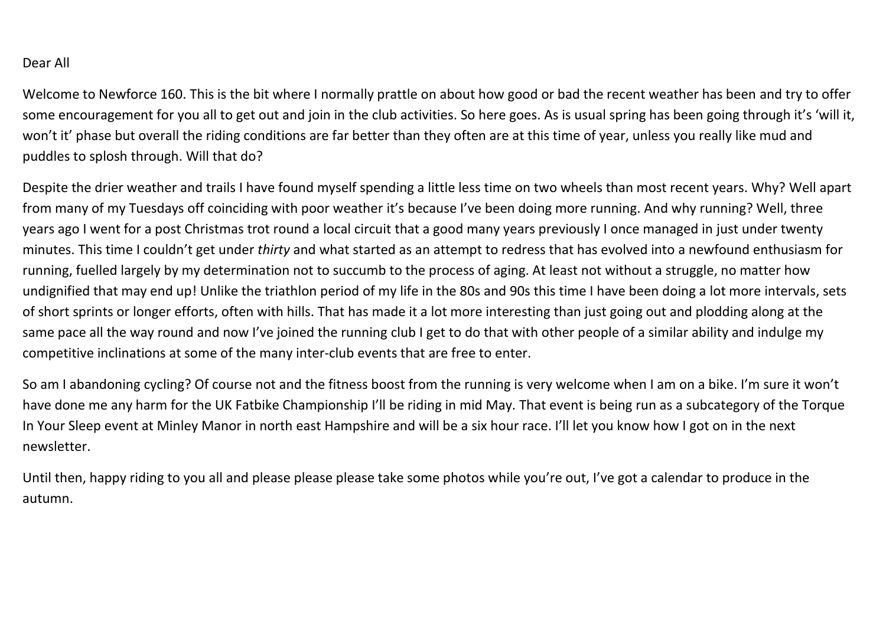Dear All

Welcome to Newforce 160. This is the bit where I normally prattle on about how good or bad the recent weather has been and try to offer some encouragement for you all to get out and join in the club activities. So here goes. As is usual spring has been going through it's 'will it, won't it' phase but overall the riding conditions are far better than they often are at this time of year, unless you really like mud and puddles to splosh through. Will that do?

Despite the drier weather and trails I have found myself spending a little less time on two wheels than most recent years. Why? Well apart from many of my Tuesdays off coinciding with poor weather it's because I've been doing more running. And why running? Well, three years ago I went for a post Christmas trot round a local circuit that a good many years previously I once managed in just under twenty minutes. This time I couldn't get under *thirty* and what started as an attempt to redress that has evolved into a newfound enthusiasm for running, fuelled largely by my determination not to succumb to the process of aging. At least not without a struggle, no matter how undignified that may end up! Unlike the triathlon period of my life in the 80s and 90s this time I have been doing a lot more intervals, sets of short sprints or longer efforts, often with hills. That has made it a lot more interesting than just going out and plodding along at the same pace all the way round and now I've joined the running club I get to do that with other people of a similar ability and indulge my competitive inclinations at some of the many inter-club events that are free to enter.

So am I abandoning cycling? Of course not and the fitness boost from the running is very welcome when I am on a bike. I'm sure it won't have done me any harm for the UK Fatbike Championship I'll be riding in mid May. That event is being run as a subcategory of the Torque In Your Sleep event at Minley Manor in north east Hampshire and will be a six hour race. I'll let you know how I got on in the next newsletter.

Until then, happy riding to you all and please please please take some photos while you're out, I've got a calendar to produce in the autumn.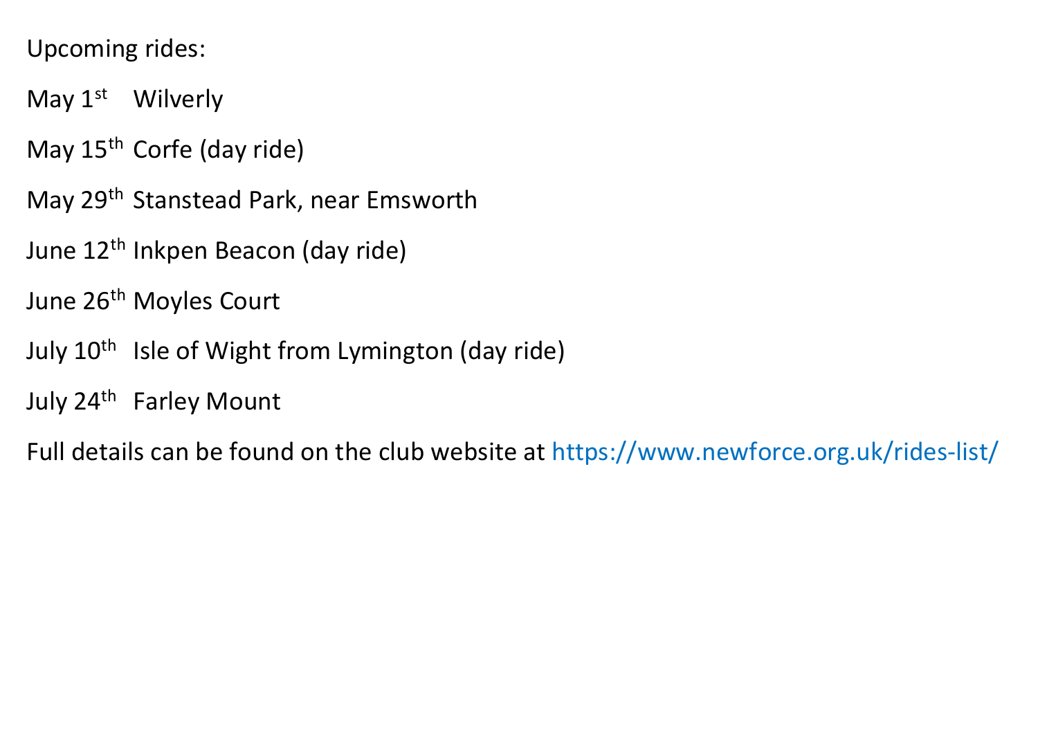Upcoming rides:

May 1st Wilverly

May 15th Corfe (day ride)

May 29th Stanstead Park, near Emsworth

June 12th Inkpen Beacon (day ride)

June 26th Moyles Court

July 10th Isle of Wight from Lymington (day ride)

July 24th Farley Mount

Full details can be found on the club website at https://www.newforce.org.uk/rides-list/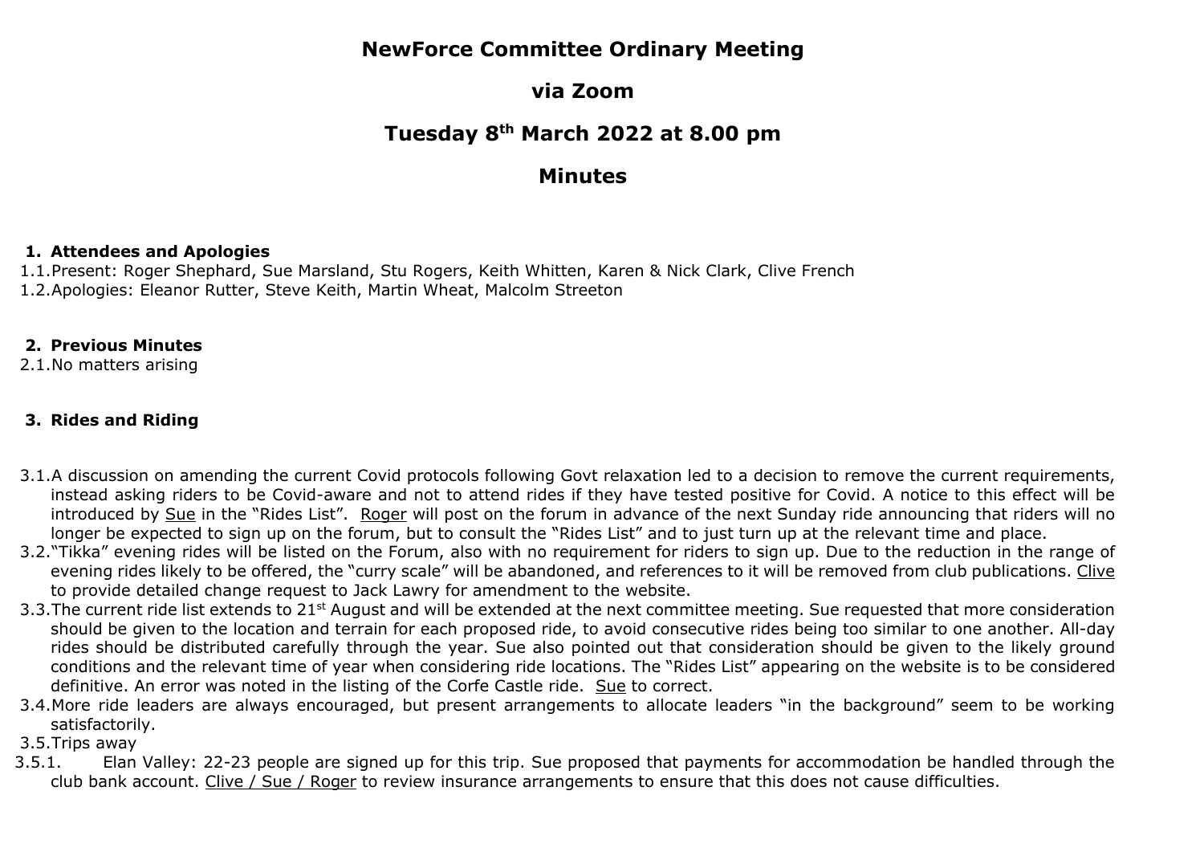# NewForce Committee Ordinary Meeting

# via Zoom

# Tuesday 8th March 2022 at 8.00 pm

# Minutes

**1. Attendees and Apologies**

1.1. Present: Roger Shephard, Sue Marsland, Stu Rogers, Keith Whitten, Karen & Nick Clark, Clive French

1.2. Apologies: Eleanor Rutter, Steve Keith, Martin Wheat, Malcolm Streeton

**2. Previous Minutes**

2.1. No matters arising

**3. Rides and Riding**

3.1. A discussion on amending the current Covid protocols following Govt relaxation led to a decision to remove the current requirements, instead asking riders to be Covid-aware and not to attend rides if they have tested positive for Covid. A notice to this effect will be introduced by <u>Sue</u> in the "Rides List". <u>Roger</u> will post on the forum in advance of the next Sunday ride announcing that riders will no longer be expected to sign up on the forum, but to consult the "Rides List" and to just turn up at the relevant time and place.

3.2. "Tikka" evening rides will be listed on the Forum, also with no requirement for riders to sign up. Due to the reduction in the range of evening rides likely to be offered, the "curry scale" will be abandoned, and references to it will be removed from club publications. <u>Clive</u> to provide detailed change request to Jack Lawry for amendment to the website.

3.3. The current ride list extends to 21st August and will be extended at the next committee meeting. Sue requested that more consideration should be given to the location and terrain for each proposed ride, to avoid consecutive rides being too similar to one another. All-day rides should be distributed carefully through the year. Sue also pointed out that consideration should be given to the likely ground conditions and the relevant time of year when considering ride locations. The "Rides List" appearing on the website is to be considered definitive. An error was noted in the listing of the Corfe Castle ride. <u>Sue</u> to correct.

3.4. More ride leaders are always encouraged, but present arrangements to allocate leaders "in the background" seem to be working satisfactorily.

3.5. Trips away

3.5.1. Elan Valley: 22-23 people are signed up for this trip. Sue proposed that payments for accommodation be handled through the club bank account. <u>Clive / Sue / Roger</u> to review insurance arrangements to ensure that this does not cause difficulties.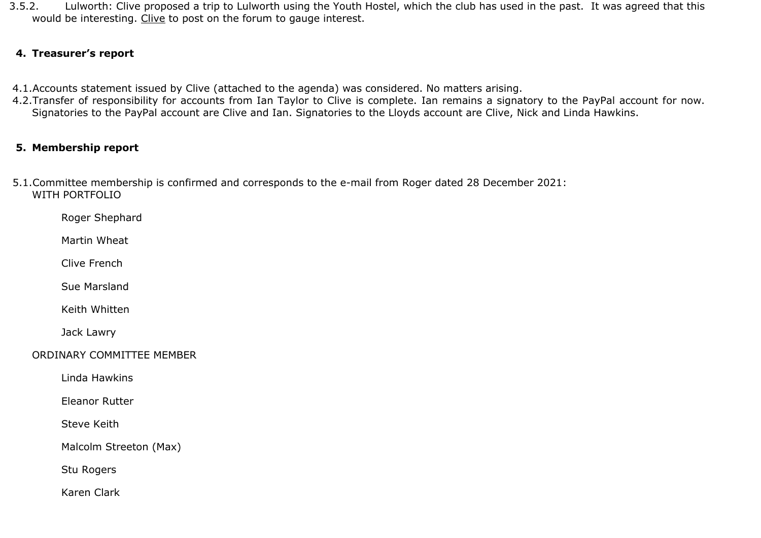3.5.2. Lulworth: Clive proposed a trip to Lulworth using the Youth Hostel, which the club has used in the past. It was agreed that this would be interesting. <u>Clive</u> to post on the forum to gauge interest.

## 4. Treasurer's report

4.1. Accounts statement issued by Clive (attached to the agenda) was considered. No matters arising.

4.2. Transfer of responsibility for accounts from Ian Taylor to Clive is complete. Ian remains a signatory to the PayPal account for now. Signatories to the PayPal account are Clive and Ian. Signatories to the Lloyds account are Clive, Nick and Linda Hawkins.

## 5. Membership report

5.1. Committee membership is confirmed and corresponds to the e-mail from Roger dated 28 December 2021:

WITH PORTFOLIO

- Roger Shephard
- Martin Wheat
- Clive French
- Sue Marsland
- Keith Whitten
- Jack Lawry

ORDINARY COMMITTEE MEMBER

- Linda Hawkins
- Eleanor Rutter
- Steve Keith
- Malcolm Streeton (Max)
- Stu Rogers
- Karen Clark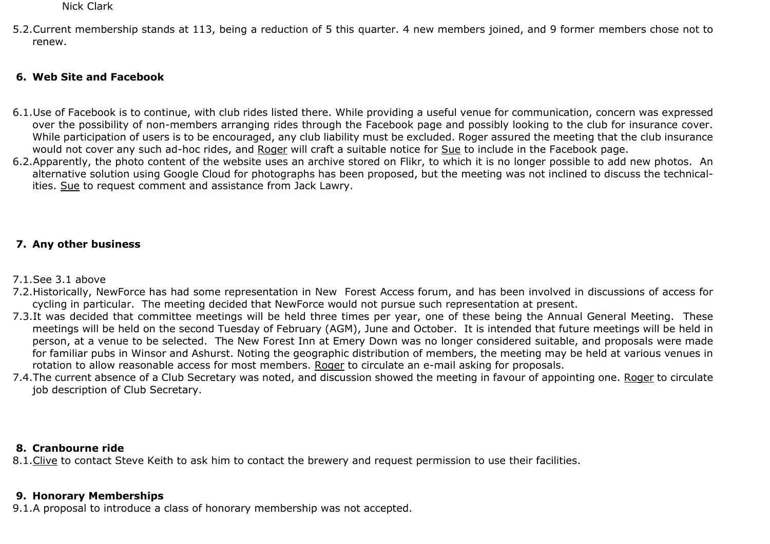Nick Clark

5.2. Current membership stands at 113, being a reduction of 5 this quarter. 4 new members joined, and 9 former members chose not to renew.

## 6. Web Site and Facebook

6.1. Use of Facebook is to continue, with club rides listed there. While providing a useful venue for communication, concern was expressed over the possibility of non-members arranging rides through the Facebook page and possibly looking to the club for insurance cover. While participation of users is to be encouraged, any club liability must be excluded. Roger assured the meeting that the club insurance would not cover any such ad-hoc rides, and <u>Roger</u> will craft a suitable notice for <u>Sue</u> to include in the Facebook page.

6.2. Apparently, the photo content of the website uses an archive stored on Flikr, to which it is no longer possible to add new photos. An alternative solution using Google Cloud for photographs has been proposed, but the meeting was not inclined to discuss the technicalities. <u>Sue</u> to request comment and assistance from Jack Lawry.

## 7. Any other business

7.1. See 3.1 above

7.2. Historically, NewForce has had some representation in New Forest Access forum, and has been involved in discussions of access for cycling in particular. The meeting decided that NewForce would not pursue such representation at present.

7.3. It was decided that committee meetings will be held three times per year, one of these being the Annual General Meeting. These meetings will be held on the second Tuesday of February (AGM), June and October. It is intended that future meetings will be held in person, at a venue to be selected. The New Forest Inn at Emery Down was no longer considered suitable, and proposals were made for familiar pubs in Winsor and Ashurst. Noting the geographic distribution of members, the meeting may be held at various venues in rotation to allow reasonable access for most members. <u>Roger</u> to circulate an e-mail asking for proposals.

7.4. The current absence of a Club Secretary was noted, and discussion showed the meeting in favour of appointing one. <u>Roger</u> to circulate job description of Club Secretary.

## 8. Cranbourne ride

8.1. <u>Clive</u> to contact Steve Keith to ask him to contact the brewery and request permission to use their facilities.

## 9. Honorary Memberships

9.1. A proposal to introduce a class of honorary membership was not accepted.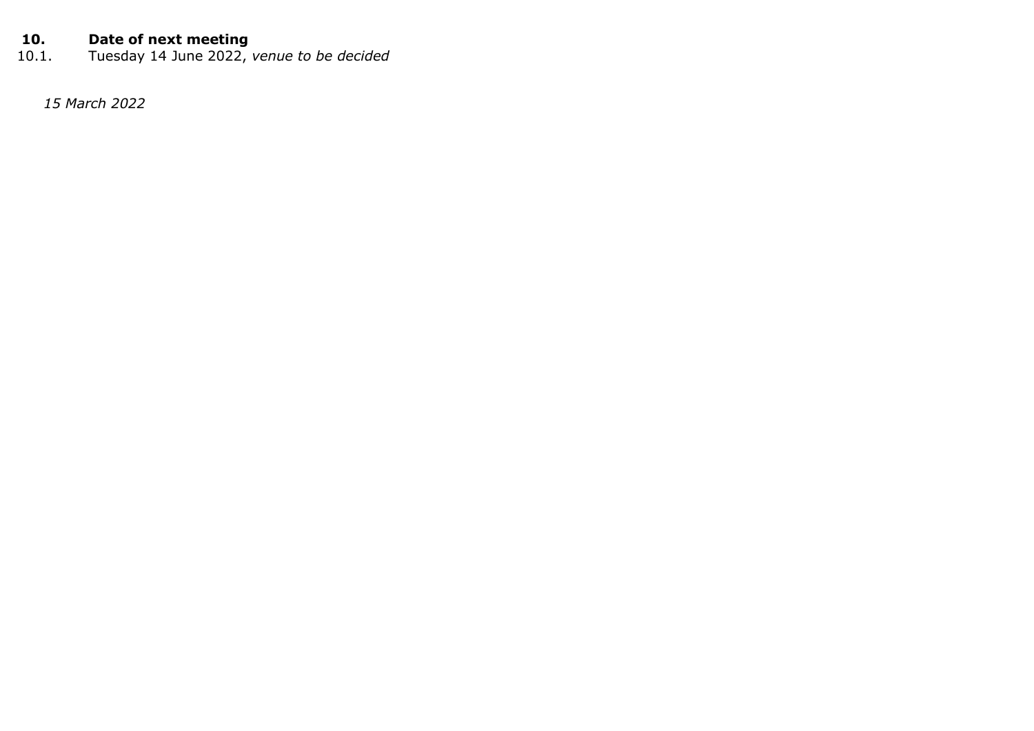**10. Date of next meeting**

10.1. Tuesday 14 June 2022, *venue to be decided*

*15 March 2022*